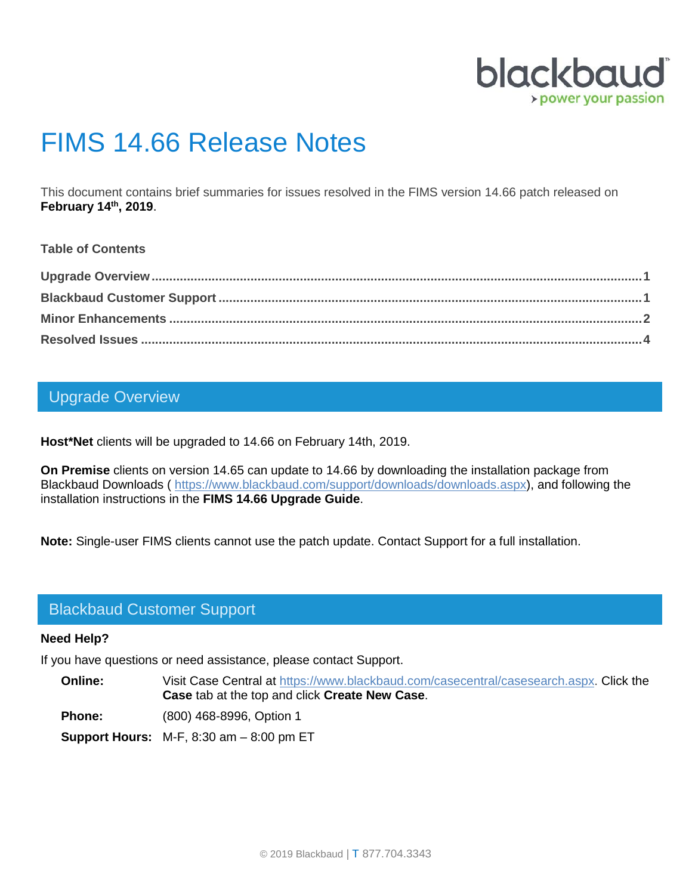# FIMS 14.66 Release Notes

This document contains brief summaries for issues resolved in the FIMS version 14.66 patch released on **February 14th, 2019**.

**Table of Contents**

**Upgrade Overview** ........................................ **1**
**Blackbaud Customer Support** ........................................ **1**
**Minor Enhancements** ........................................ **2**
**Resolved Issues** ........................................ **4**

## Upgrade Overview

**Host*Net** clients will be upgraded to 14.66 on February 14th, 2019.

**On Premise** clients on version 14.65 can update to 14.66 by downloading the installation package from Blackbaud Downloads ( https://www.blackbaud.com/support/downloads/downloads.aspx), and following the installation instructions in the **FIMS 14.66 Upgrade Guide**.

**Note:** Single-user FIMS clients cannot use the patch update. Contact Support for a full installation.

## Blackbaud Customer Support

**Need Help?**

If you have questions or need assistance, please contact Support.

**Online:** Visit Case Central at https://www.blackbaud.com/casecentral/casesearch.aspx. Click the **Case** tab at the top and click **Create New Case**.

**Phone:** (800) 468-8996, Option 1

**Support Hours:** M-F, 8:30 am – 8:00 pm ET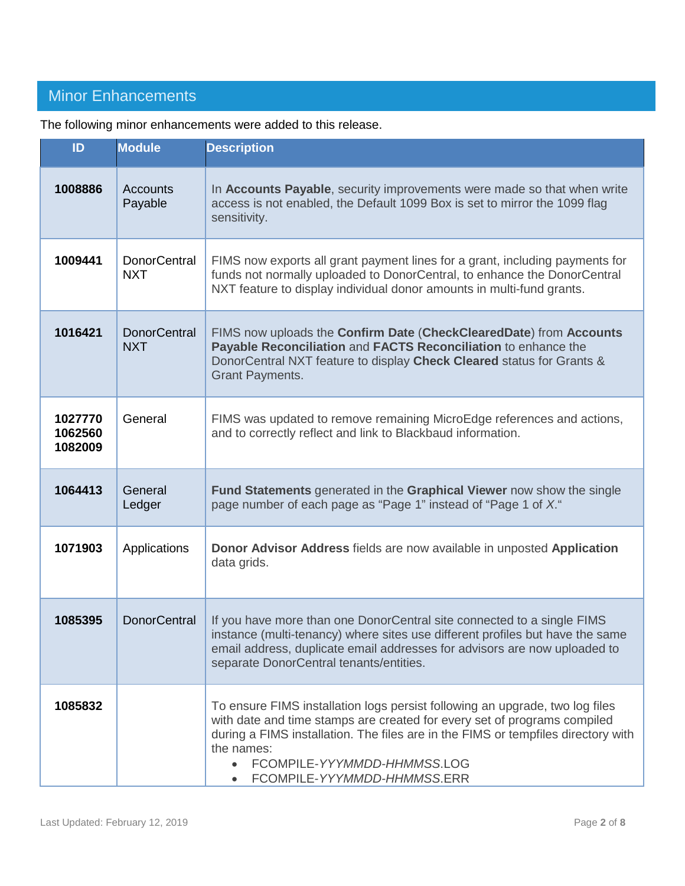## Minor Enhancements

The following minor enhancements were added to this release.

| ID | Module | Description |
| --- | --- | --- |
| **1008886** | Accounts Payable | In **Accounts Payable**, security improvements were made so that when write access is not enabled, the Default 1099 Box is set to mirror the 1099 flag sensitivity. |
| **1009441** | DonorCentral NXT | FIMS now exports all grant payment lines for a grant, including payments for funds not normally uploaded to DonorCentral, to enhance the DonorCentral NXT feature to display individual donor amounts in multi-fund grants. |
| **1016421** | DonorCentral NXT | FIMS now uploads the **Confirm Date** (**CheckClearedDate**) from **Accounts Payable Reconciliation** and **FACTS Reconciliation** to enhance the DonorCentral NXT feature to display **Check Cleared** status for Grants & Grant Payments. |
| **1027770 1062560 1082009** | General | FIMS was updated to remove remaining MicroEdge references and actions, and to correctly reflect and link to Blackbaud information. |
| **1064413** | General Ledger | **Fund Statements** generated in the **Graphical Viewer** now show the single page number of each page as “Page 1” instead of “Page 1 of *X*.“ |
| **1071903** | Applications | **Donor Advisor Address** fields are now available in unposted **Application** data grids. |
| **1085395** | DonorCentral | If you have more than one DonorCentral site connected to a single FIMS instance (multi-tenancy) where sites use different profiles but have the same email address, duplicate email addresses for advisors are now uploaded to separate DonorCentral tenants/entities. |
| **1085832** | | To ensure FIMS installation logs persist following an upgrade, two log files with date and time stamps are created for every set of programs compiled during a FIMS installation. The files are in the FIMS or tempfiles directory with the names:<br>• FCOMPILE-*YYYMMDD-HHMMSS*.LOG<br>• FCOMPILE-*YYYMMDD-HHMMSS*.ERR |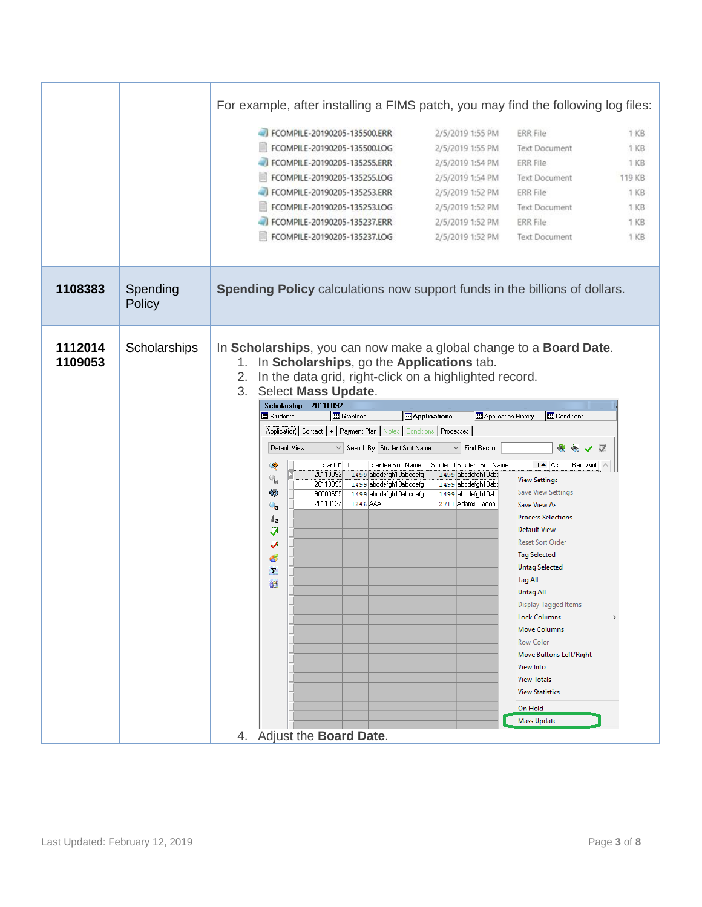| | | |
|---|---|---|
| | | For example, after installing a FIMS patch, you may find the following log files: |
| **1108383** | Spending Policy | **Spending Policy** calculations now support funds in the billions of dollars. |
| **1112014** **1109053** | Scholarships | In **Scholarships**, you can now make a global change to a **Board Date**.<br>1. In **Scholarships**, go the **Applications** tab.<br>2. In the data grid, right-click on a highlighted record.<br>3. Select **Mass Update**.<br>4. Adjust the **Board Date**. |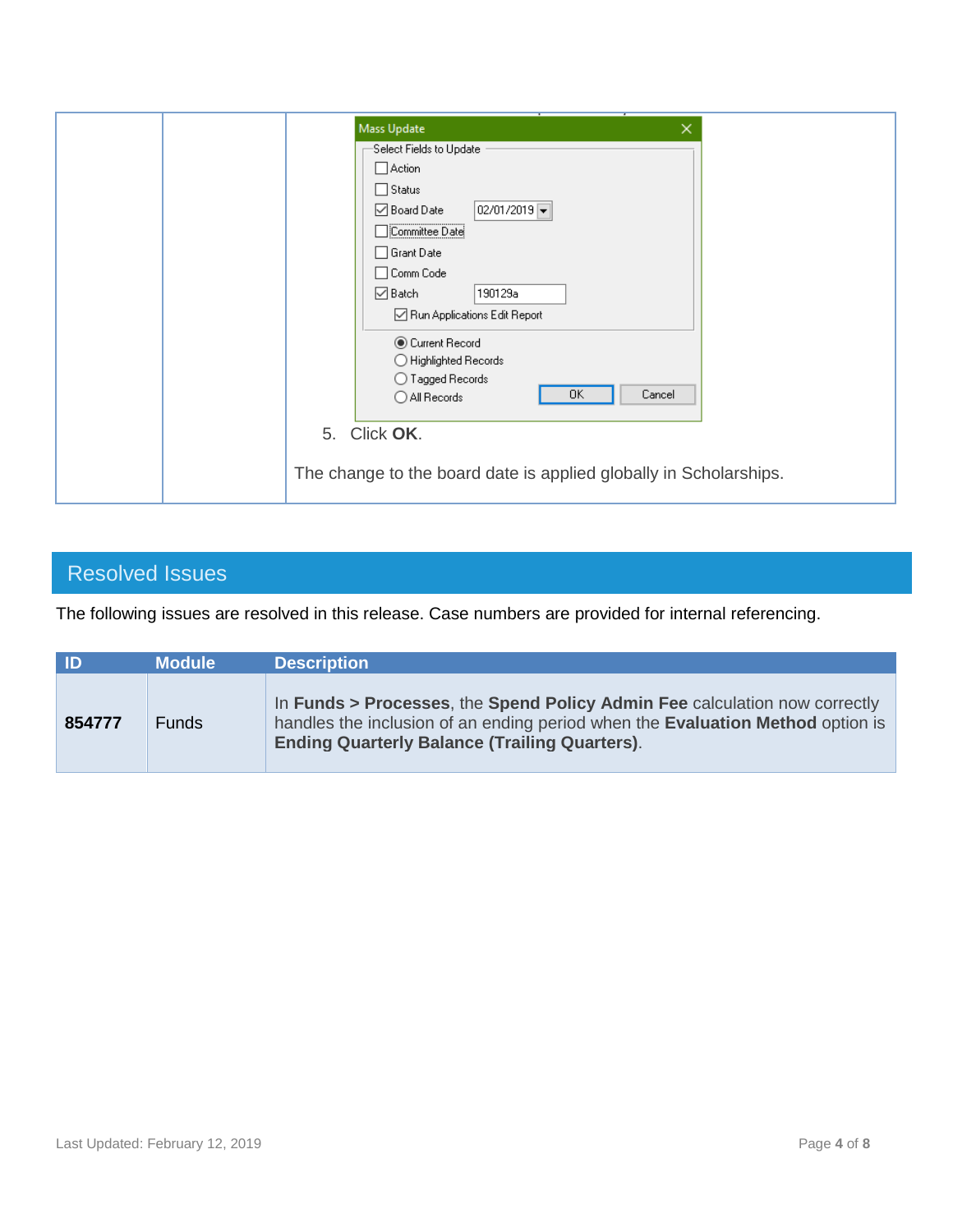| | | |
|---|---|---|
| | | 5. Click **OK**. The change to the board date is applied globally in Scholarships. |

## Resolved Issues

The following issues are resolved in this release. Case numbers are provided for internal referencing.

| ID | Module | Description |
|---|---|---|
| **854777** | Funds | In **Funds > Processes**, the **Spend Policy Admin Fee** calculation now correctly handles the inclusion of an ending period when the **Evaluation Method** option is **Ending Quarterly Balance (Trailing Quarters)**. |

Last Updated: February 12, 2019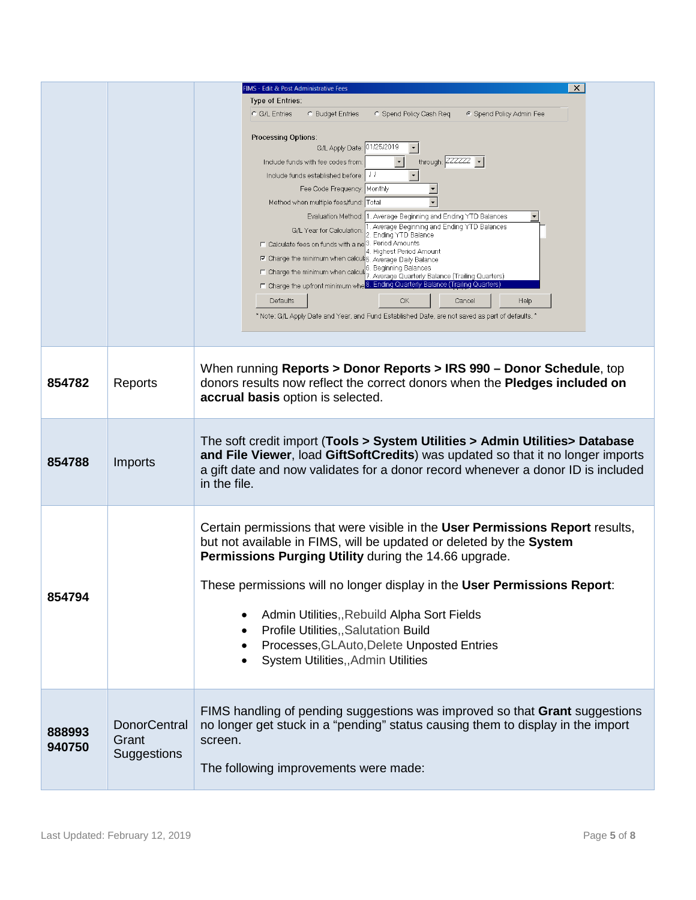| | | |
|---|---|---|
| | | FIMS - Edit & Post Administrative Fees<br>Type of Entries:<br>G/L Entries · Budget Entries · Spend Policy Cash Req · Spend Policy Admin Fee<br>Processing Options:<br>G/L Apply Date: 01/25/2019<br>Include funds with fee codes from: through: ZZZZZZ<br>Include funds established before: / /<br>Fee Code Frequency: Monthly<br>Method when multiple fees/fund: Total<br>Evaluation Method: 1. Average Beginning and Ending YTD Balances<br>G/L Year for Calculation:<br>1. Average Beginning and Ending YTD Balances<br>2. Ending YTD Balance<br>3. Period Amounts<br>4. Highest Period Amount<br>5. Average Daily Balance<br>6. Beginning Balances<br>7. Average Quarterly Balance (Trailing Quarters)<br>8. Ending Quarterly Balance (Trailing Quarters)<br>Calculate fees on funds with a ne<br>Charge the minimum when calcul<br>Charge the minimum when calcul<br>Charge the upfront minimum whe<br>Defaults · OK · Cancel · Help<br>* Note: G/L Apply Date and Year, and Fund Established Date, are not saved as part of defaults. * |
| **854782** | Reports | When running **Reports > Donor Reports > IRS 990 – Donor Schedule**, top donors results now reflect the correct donors when the **Pledges included on accrual basis** option is selected. |
| **854788** | Imports | The soft credit import (**Tools > System Utilities > Admin Utilities> Database and File Viewer**, load **GiftSoftCredits**) was updated so that it no longer imports a gift date and now validates for a donor record whenever a donor ID is included in the file. |
| **854794** | | Certain permissions that were visible in the **User Permissions Report** results, but not available in FIMS, will be updated or deleted by the **System Permissions Purging Utility** during the 14.66 upgrade.<br><br>These permissions will no longer display in the **User Permissions Report**:<br><br>• Admin Utilities,,Rebuild Alpha Sort Fields<br>• Profile Utilities,,Salutation Build<br>• Processes,GLAuto,Delete Unposted Entries<br>• System Utilities,,Admin Utilities |
| **888993**<br>**940750** | DonorCentral Grant Suggestions | FIMS handling of pending suggestions was improved so that **Grant** suggestions no longer get stuck in a "pending" status causing them to display in the import screen.<br><br>The following improvements were made: |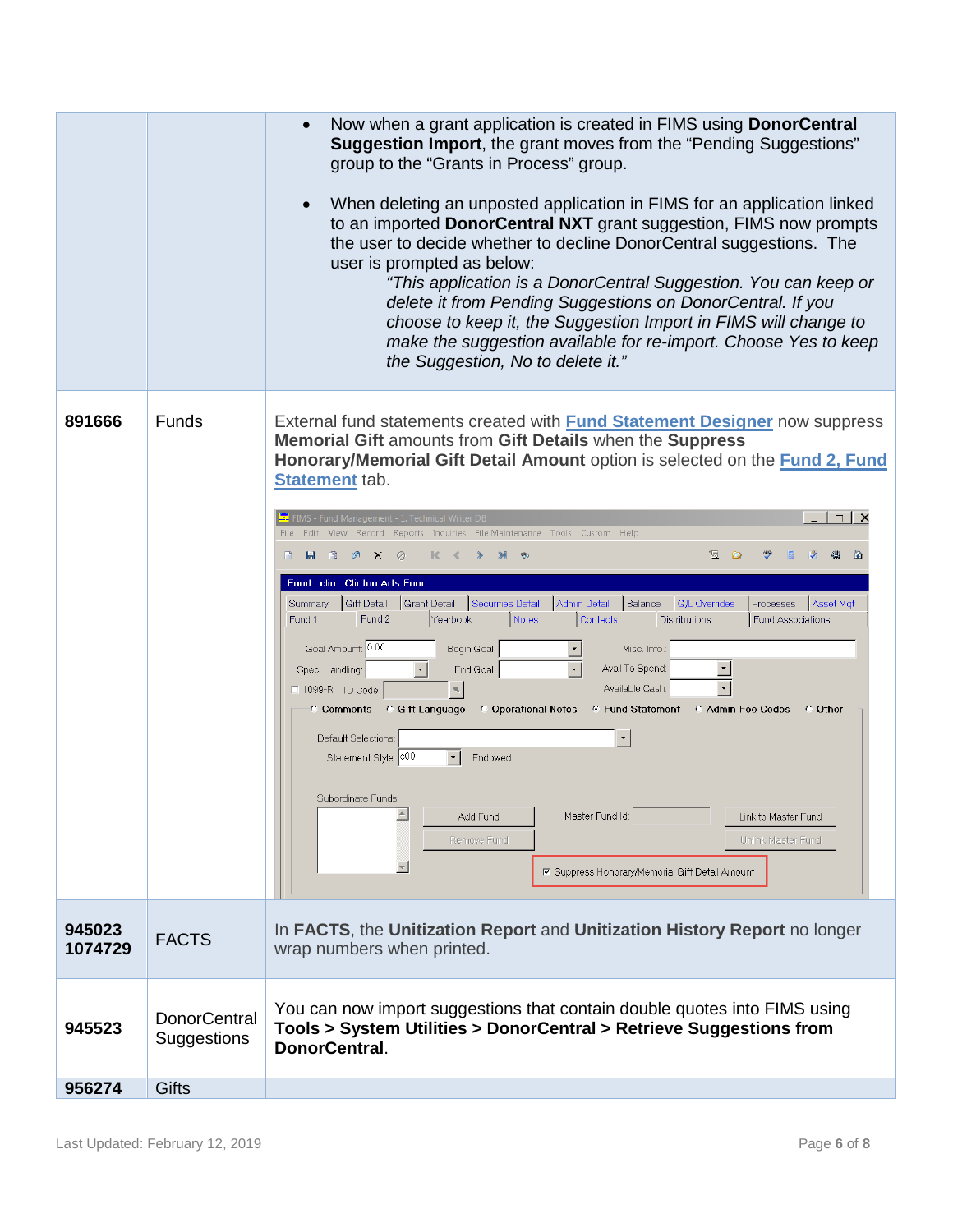| | | |
|---|---|---|
| | | • Now when a grant application is created in FIMS using **DonorCentral Suggestion Import**, the grant moves from the "Pending Suggestions" group to the "Grants in Process" group.<br><br>• When deleting an unposted application in FIMS for an application linked to an imported **DonorCentral NXT** grant suggestion, FIMS now prompts the user to decide whether to decline DonorCentral suggestions. The user is prompted as below:<br>*"This application is a DonorCentral Suggestion. You can keep or delete it from Pending Suggestions on DonorCentral. If you choose to keep it, the Suggestion Import in FIMS will change to make the suggestion available for re-import. Choose Yes to keep the Suggestion, No to delete it."* |
| **891666** | Funds | External fund statements created with **Fund Statement Designer** now suppress **Memorial Gift** amounts from **Gift Details** when the **Suppress Honorary/Memorial Gift Detail Amount** option is selected on the **Fund 2, Fund Statement** tab. |
| **945023**<br>**1074729** | FACTS | In **FACTS**, the **Unitization Report** and **Unitization History Report** no longer wrap numbers when printed. |
| **945523** | DonorCentral Suggestions | You can now import suggestions that contain double quotes into FIMS using **Tools > System Utilities > DonorCentral > Retrieve Suggestions from DonorCentral**. |
| **956274** | Gifts | |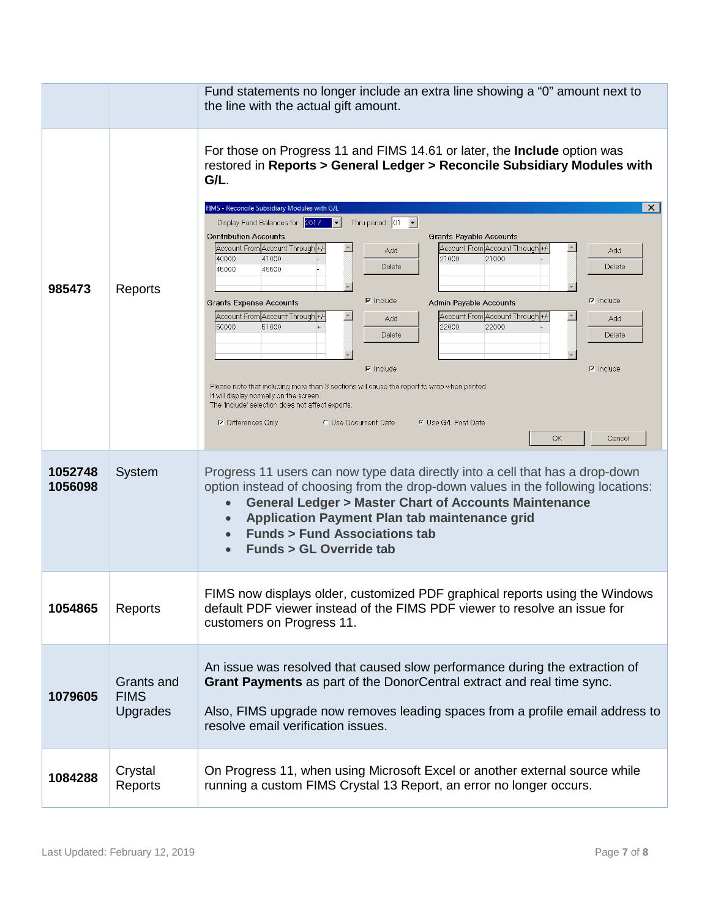| | | |
|---|---|---|
| | | Fund statements no longer include an extra line showing a "0" amount next to the line with the actual gift amount. |
| **985473** | Reports | For those on Progress 11 and FIMS 14.61 or later, the **Include** option was restored in **Reports > General Ledger > Reconcile Subsidiary Modules with G/L**. |
| **1052748**<br>**1056098** | System | Progress 11 users can now type data directly into a cell that has a drop-down option instead of choosing from the drop-down values in the following locations:<br>• **General Ledger > Master Chart of Accounts Maintenance**<br>• **Application Payment Plan tab maintenance grid**<br>• **Funds > Fund Associations tab**<br>• **Funds > GL Override tab** |
| **1054865** | Reports | FIMS now displays older, customized PDF graphical reports using the Windows default PDF viewer instead of the FIMS PDF viewer to resolve an issue for customers on Progress 11. |
| **1079605** | Grants and FIMS Upgrades | An issue was resolved that caused slow performance during the extraction of **Grant Payments** as part of the DonorCentral extract and real time sync.<br><br>Also, FIMS upgrade now removes leading spaces from a profile email address to resolve email verification issues. |
| **1084288** | Crystal Reports | On Progress 11, when using Microsoft Excel or another external source while running a custom FIMS Crystal 13 Report, an error no longer occurs. |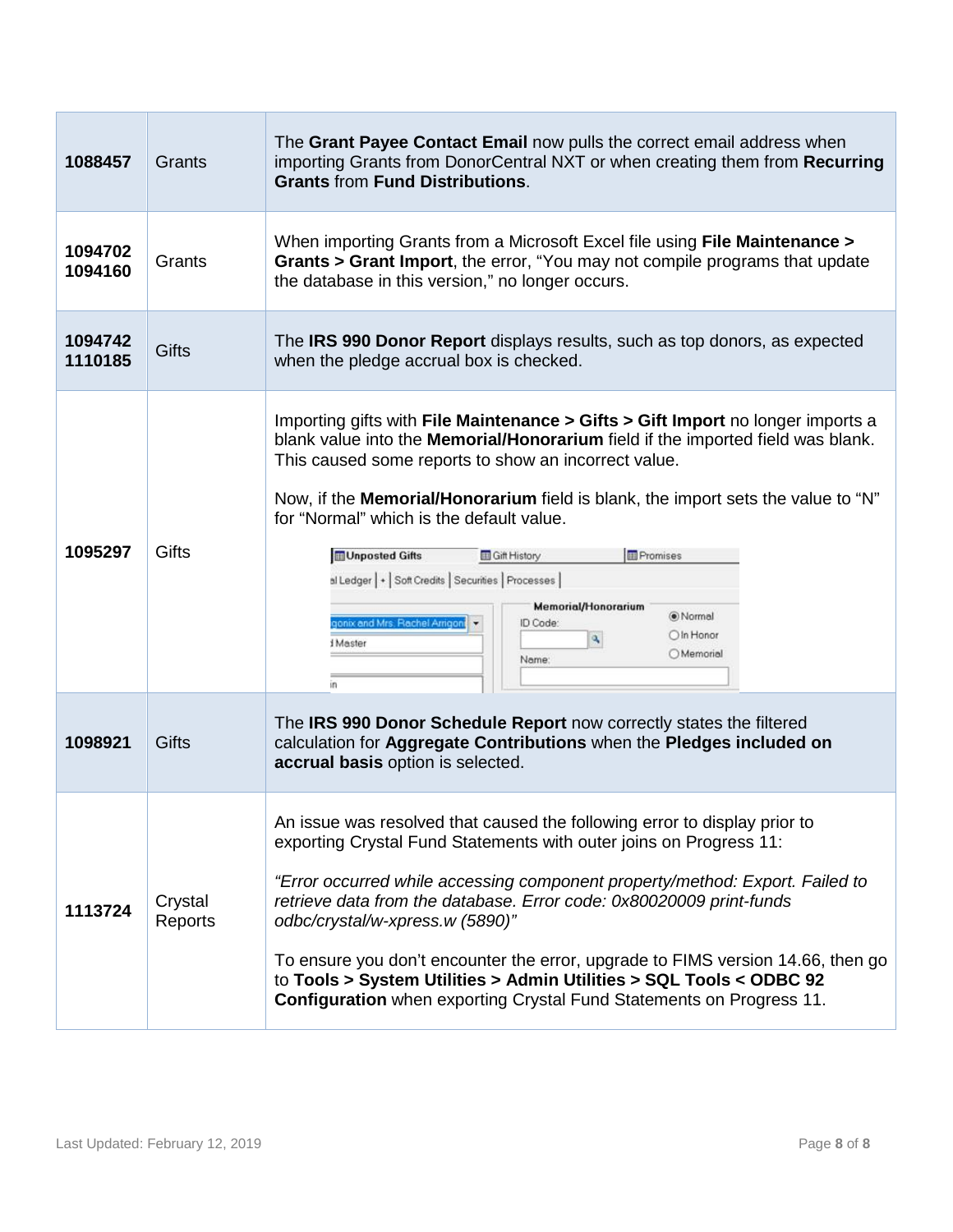| | | |
|---|---|---|
| **1088457** | Grants | The **Grant Payee Contact Email** now pulls the correct email address when importing Grants from DonorCentral NXT or when creating them from **Recurring Grants** from **Fund Distributions**. |
| **1094702 1094160** | Grants | When importing Grants from a Microsoft Excel file using **File Maintenance > Grants > Grant Import**, the error, "You may not compile programs that update the database in this version," no longer occurs. |
| **1094742 1110185** | Gifts | The **IRS 990 Donor Report** displays results, such as top donors, as expected when the pledge accrual box is checked. |
| **1095297** | Gifts | Importing gifts with **File Maintenance > Gifts > Gift Import** no longer imports a blank value into the **Memorial/Honorarium** field if the imported field was blank. This caused some reports to show an incorrect value.<br><br>Now, if the **Memorial/Honorarium** field is blank, the import sets the value to "N" for "Normal" which is the default value. |
| **1098921** | Gifts | The **IRS 990 Donor Schedule Report** now correctly states the filtered calculation for **Aggregate Contributions** when the **Pledges included on accrual basis** option is selected. |
| **1113724** | Crystal Reports | An issue was resolved that caused the following error to display prior to exporting Crystal Fund Statements with outer joins on Progress 11:<br><br>*"Error occurred while accessing component property/method: Export. Failed to retrieve data from the database. Error code: 0x80020009 print-funds odbc/crystal/w-xpress.w (5890)"*<br><br>To ensure you don't encounter the error, upgrade to FIMS version 14.66, then go to **Tools > System Utilities > Admin Utilities > SQL Tools < ODBC 92 Configuration** when exporting Crystal Fund Statements on Progress 11. |

Last Updated: February 12, 2019